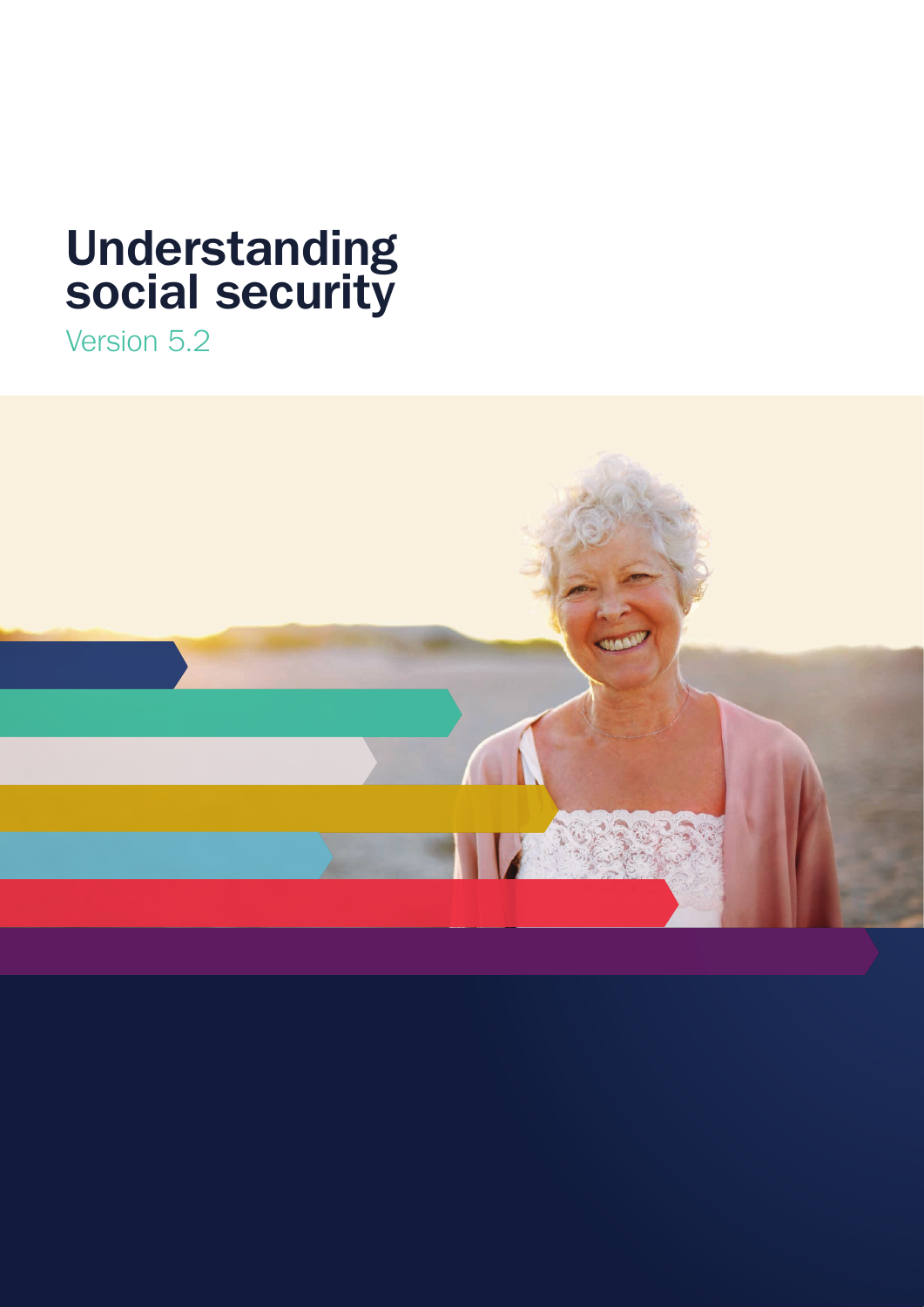# Understanding social security

Version 5.2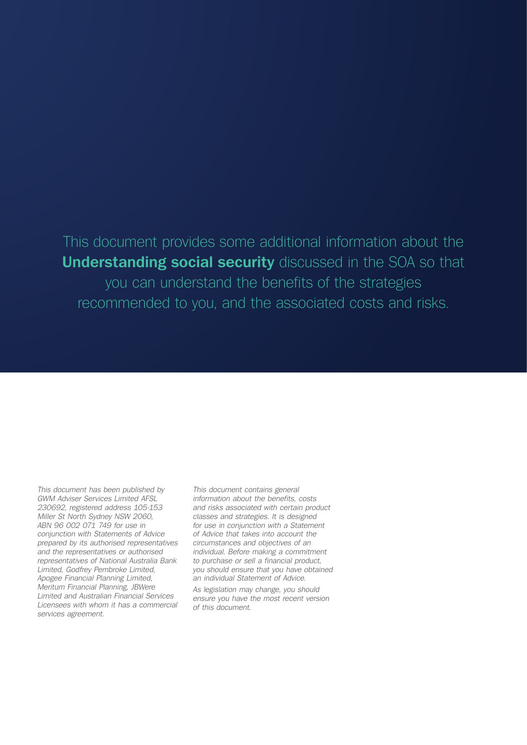This document provides some additional information about the **Understanding social security** discussed in the SOA so that you can understand the benefits of the strategies recommended to you, and the associated costs and risks.

*This document has been published by GWM Adviser Services Limited AFSL 230692, registered address 105-153 Miller St North Sydney NSW 2060, ABN 96 002 071 749 for use in conjunction with Statements of Advice prepared by its authorised representatives and the representatives or authorised representatives of National Australia Bank Limited, Godfrey Pembroke Limited, Apogee Financial Planning Limited, Meritum Financial Planning, JBWere Limited and Australian Financial Services Licensees with whom it has a commercial services agreement.*

*This document contains general information about the benefits, costs and risks associated with certain product classes and strategies. It is designed for use in conjunction with a Statement of Advice that takes into account the circumstances and objectives of an individual. Before making a commitment to purchase or sell a financial product, you should ensure that you have obtained an individual Statement of Advice.*

*As legislation may change, you should ensure you have the most recent version of this document.*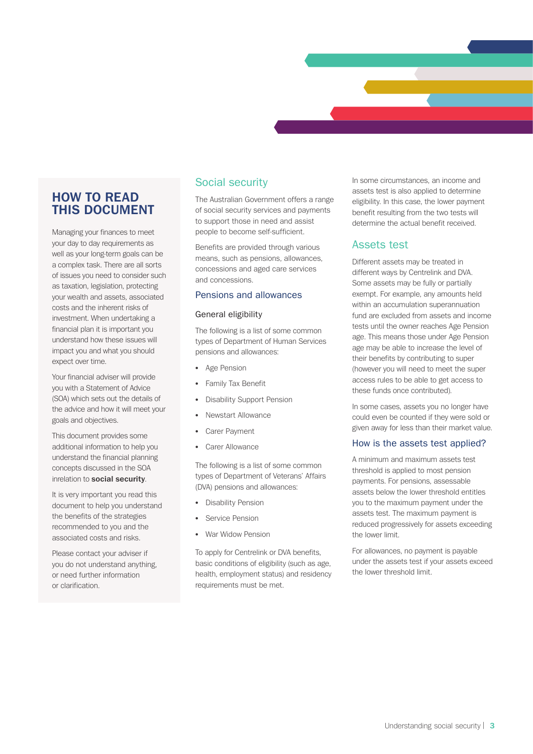## HOW TO READ THIS DOCUMENT

Managing your finances to meet your day to day requirements as well as your long-term goals can be a complex task. There are all sorts of issues you need to consider such as taxation, legislation, protecting your wealth and assets, associated costs and the inherent risks of investment. When undertaking a financial plan it is important you understand how these issues will impact you and what you should expect over time.

Your financial adviser will provide you with a Statement of Advice (SOA) which sets out the details of the advice and how it will meet your goals and objectives.

This document provides some additional information to help you understand the financial planning concepts discussed in the SOA inrelation to **social security**.

It is very important you read this document to help you understand the benefits of the strategies recommended to you and the associated costs and risks.

Please contact your adviser if you do not understand anything, or need further information or clarification.

## Social security

The Australian Government offers a range of social security services and payments to support those in need and assist people to become self-sufficient.

Benefits are provided through various means, such as pensions, allowances, concessions and aged care services and concessions.

### Pensions and allowances

#### General eligibility

The following is a list of some common types of Department of Human Services pensions and allowances:

- Age Pension
- Family Tax Benefit
- Disability Support Pension
- Newstart Allowance
- Carer Payment
- Carer Allowance

The following is a list of some common types of Department of Veterans' Affairs (DVA) pensions and allowances:

- Disability Pension
- Service Pension
- War Widow Pension

To apply for Centrelink or DVA benefits, basic conditions of eligibility (such as age, health, employment status) and residency requirements must be met.

In some circumstances, an income and assets test is also applied to determine eligibility. In this case, the lower payment benefit resulting from the two tests will determine the actual benefit received.

## Assets test

Different assets may be treated in different ways by Centrelink and DVA. Some assets may be fully or partially exempt. For example, any amounts held within an accumulation superannuation fund are excluded from assets and income tests until the owner reaches Age Pension age. This means those under Age Pension age may be able to increase the level of their benefits by contributing to super (however you will need to meet the super access rules to be able to get access to these funds once contributed).

In some cases, assets you no longer have could even be counted if they were sold or given away for less than their market value.

### How is the assets test applied?

A minimum and maximum assets test threshold is applied to most pension payments. For pensions, assessable assets below the lower threshold entitles you to the maximum payment under the assets test. The maximum payment is reduced progressively for assets exceeding the lower limit.

For allowances, no payment is payable under the assets test if your assets exceed the lower threshold limit.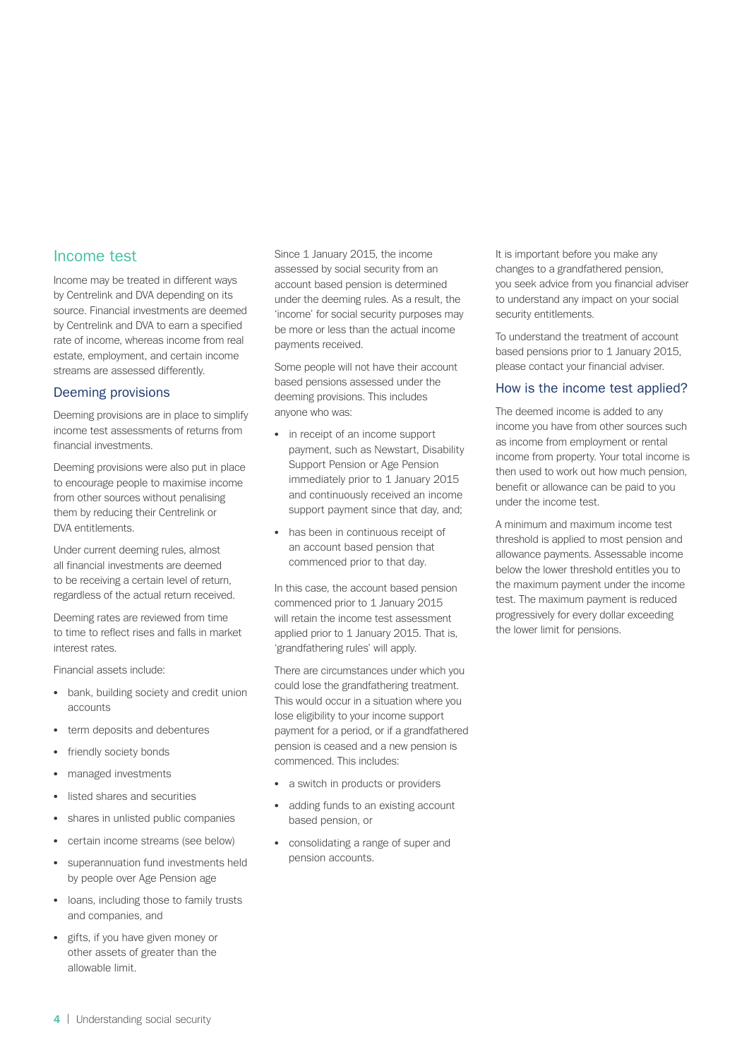## Income test

Income may be treated in different ways by Centrelink and DVA depending on its source. Financial investments are deemed by Centrelink and DVA to earn a specified rate of income, whereas income from real estate, employment, and certain income streams are assessed differently.

### Deeming provisions

Deeming provisions are in place to simplify income test assessments of returns from financial investments.

Deeming provisions were also put in place to encourage people to maximise income from other sources without penalising them by reducing their Centrelink or DVA entitlements.

Under current deeming rules, almost all financial investments are deemed to be receiving a certain level of return, regardless of the actual return received.

Deeming rates are reviewed from time to time to reflect rises and falls in market interest rates.

Financial assets include:

- bank, building society and credit union accounts
- term deposits and debentures
- friendly society bonds
- managed investments
- listed shares and securities
- shares in unlisted public companies
- certain income streams (see below)
- superannuation fund investments held by people over Age Pension age
- loans, including those to family trusts and companies, and
- gifts, if you have given money or other assets of greater than the allowable limit.

Since 1 January 2015, the income assessed by social security from an account based pension is determined under the deeming rules. As a result, the 'income' for social security purposes may be more or less than the actual income payments received.

Some people will not have their account based pensions assessed under the deeming provisions. This includes anyone who was:

- in receipt of an income support payment, such as Newstart, Disability Support Pension or Age Pension immediately prior to 1 January 2015 and continuously received an income support payment since that day, and;
- has been in continuous receipt of an account based pension that commenced prior to that day.

In this case, the account based pension commenced prior to 1 January 2015 will retain the income test assessment applied prior to 1 January 2015. That is, 'grandfathering rules' will apply.

There are circumstances under which you could lose the grandfathering treatment. This would occur in a situation where you lose eligibility to your income support payment for a period, or if a grandfathered pension is ceased and a new pension is commenced. This includes:

- a switch in products or providers
- adding funds to an existing account based pension, or
- consolidating a range of super and pension accounts.

It is important before you make any changes to a grandfathered pension, you seek advice from you financial adviser to understand any impact on your social security entitlements.

To understand the treatment of account based pensions prior to 1 January 2015, please contact your financial adviser.

### How is the income test applied?

The deemed income is added to any income you have from other sources such as income from employment or rental income from property. Your total income is then used to work out how much pension, benefit or allowance can be paid to you under the income test.

A minimum and maximum income test threshold is applied to most pension and allowance payments. Assessable income below the lower threshold entitles you to the maximum payment under the income test. The maximum payment is reduced progressively for every dollar exceeding the lower limit for pensions.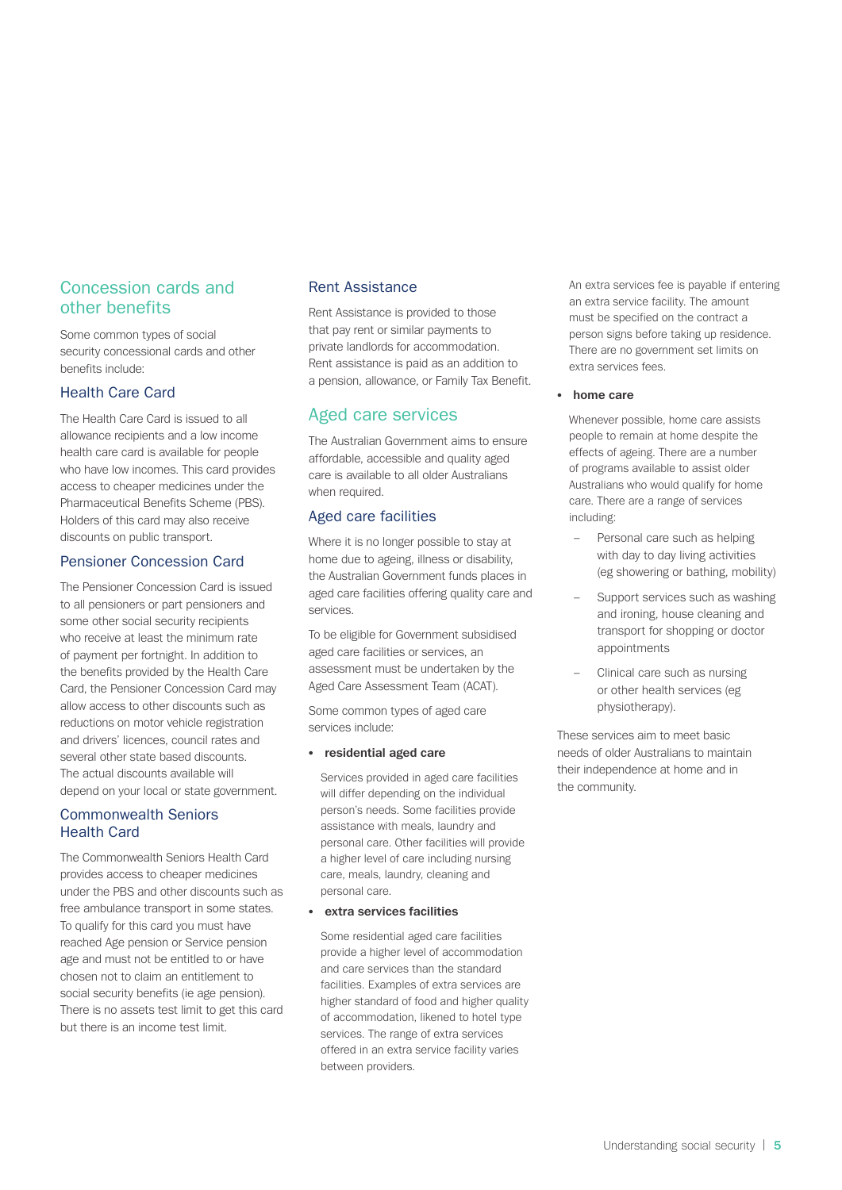## Concession cards and other benefits

Some common types of social security concessional cards and other benefits include:

### Health Care Card

The Health Care Card is issued to all allowance recipients and a low income health care card is available for people who have low incomes. This card provides access to cheaper medicines under the Pharmaceutical Benefits Scheme (PBS). Holders of this card may also receive discounts on public transport.

### Pensioner Concession Card

The Pensioner Concession Card is issued to all pensioners or part pensioners and some other social security recipients who receive at least the minimum rate of payment per fortnight. In addition to the benefits provided by the Health Care Card, the Pensioner Concession Card may allow access to other discounts such as reductions on motor vehicle registration and drivers' licences, council rates and several other state based discounts. The actual discounts available will depend on your local or state government.

### Commonwealth Seniors Health Card

The Commonwealth Seniors Health Card provides access to cheaper medicines under the PBS and other discounts such as free ambulance transport in some states. To qualify for this card you must have reached Age pension or Service pension age and must not be entitled to or have chosen not to claim an entitlement to social security benefits (ie age pension). There is no assets test limit to get this card but there is an income test limit.

### Rent Assistance

Rent Assistance is provided to those that pay rent or similar payments to private landlords for accommodation. Rent assistance is paid as an addition to a pension, allowance, or Family Tax Benefit.

## Aged care services

The Australian Government aims to ensure affordable, accessible and quality aged care is available to all older Australians when required.

### Aged care facilities

Where it is no longer possible to stay at home due to ageing, illness or disability, the Australian Government funds places in aged care facilities offering quality care and services.

To be eligible for Government subsidised aged care facilities or services, an assessment must be undertaken by the Aged Care Assessment Team (ACAT).

Some common types of aged care services include:

- **residential aged care**

  Services provided in aged care facilities will differ depending on the individual person's needs. Some facilities provide assistance with meals, laundry and personal care. Other facilities will provide a higher level of care including nursing care, meals, laundry, cleaning and personal care.

- **extra services facilities**

  Some residential aged care facilities provide a higher level of accommodation and care services than the standard facilities. Examples of extra services are higher standard of food and higher quality of accommodation, likened to hotel type services. The range of extra services offered in an extra service facility varies between providers.

  An extra services fee is payable if entering an extra service facility. The amount must be specified on the contract a person signs before taking up residence. There are no government set limits on extra services fees.

- **home care**

  Whenever possible, home care assists people to remain at home despite the effects of ageing. There are a number of programs available to assist older Australians who would qualify for home care. There are a range of services including:

  - Personal care such as helping with day to day living activities (eg showering or bathing, mobility)
  - Support services such as washing and ironing, house cleaning and transport for shopping or doctor appointments
  - Clinical care such as nursing or other health services (eg physiotherapy).

These services aim to meet basic needs of older Australians to maintain their independence at home and in the community.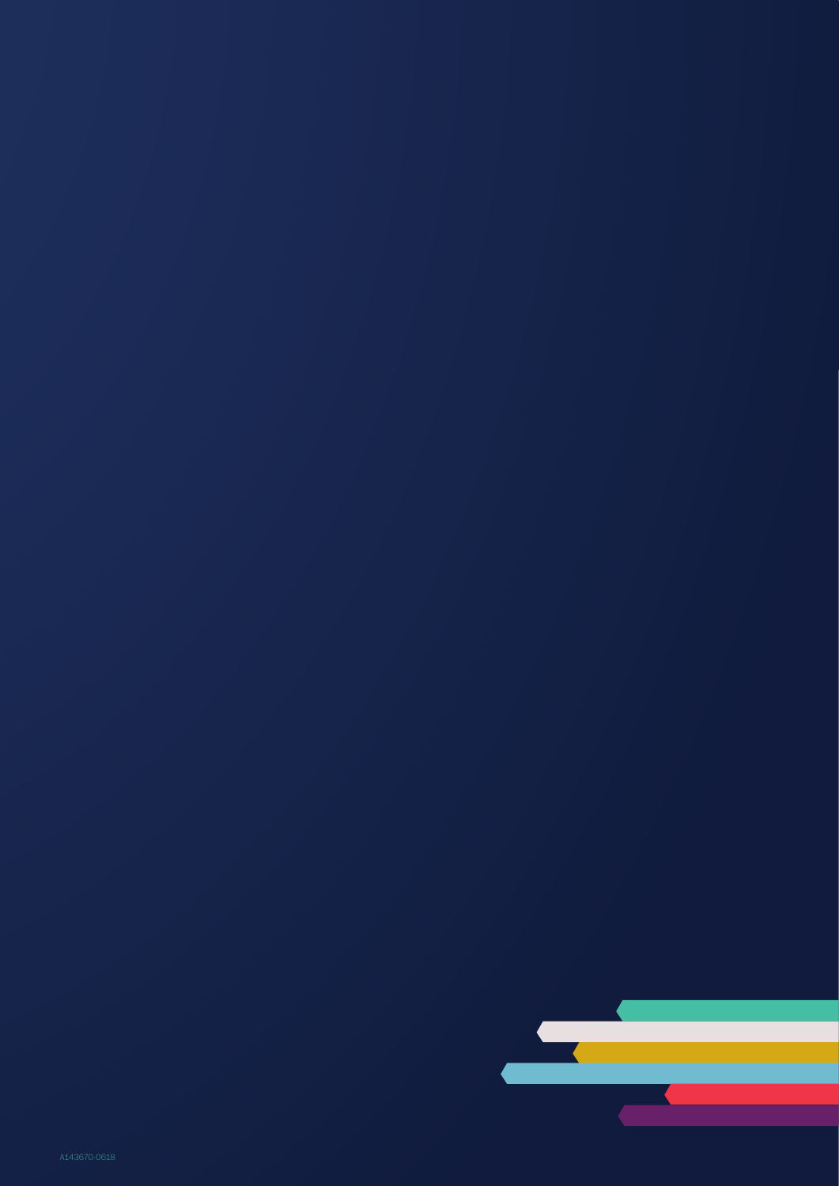A143670-0618